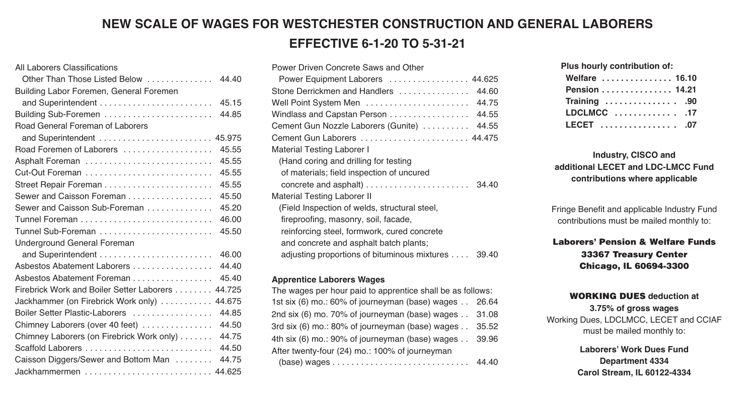# NEW SCALE OF WAGES FOR WESTCHESTER CONSTRUCTION AND GENERAL LABORERS

## EFFECTIVE 6-1-20 TO 5-31-21

| Classification | Wage |
|---|---|
| All Laborers Classifications Other Than Those Listed Below | 44.40 |
| Building Labor Foremen, General Foremen and Superintendent | 45.15 |
| Building Sub-Foremen | 44.85 |
| Road General Foreman of Laborers and Superintendent | 45.975 |
| Road Foremen of Laborers | 45.55 |
| Asphalt Foreman | 45.55 |
| Cut-Out Foreman | 45.55 |
| Street Repair Foreman | 45.55 |
| Sewer and Caisson Foreman | 45.50 |
| Sewer and Caisson Sub-Foreman | 45.20 |
| Tunnel Foreman | 46.00 |
| Tunnel Sub-Foreman | 45.50 |
| Underground General Foreman and Superintendent | 46.00 |
| Asbestos Abatement Laborers | 44.40 |
| Asbestos Abatement Foreman | 45.40 |
| Firebrick Work and Boiler Setter Laborers | 44.725 |
| Jackhammer (on Firebrick Work only) | 44.675 |
| Boiler Setter Plastic-Laborers | 44.85 |
| Chimney Laborers (over 40 feet) | 44.50 |
| Chimney Laborers (on Firebrick Work only) | 44.75 |
| Scaffold Laborers | 44.50 |
| Caisson Diggers/Sewer and Bottom Man | 44.75 |
| Jackhammermen | 44.625 |
| Power Driven Concrete Saws and Other Power Equipment Laborers | 44.625 |
| Stone Derrickmen and Handlers | 44.60 |
| Well Point System Men | 44.75 |
| Windlass and Capstan Person | 44.55 |
| Cement Gun Nozzle Laborers (Gunite) | 44.55 |
| Cement Gun Laborers | 44.475 |
| Material Testing Laborer I (Hand coring and drilling for testing of materials; field inspection of uncured concrete and asphalt) | 34.40 |
| Material Testing Laborer II (Field Inspection of welds, structural steel, fireproofing, masonry, soil, facade, reinforcing steel, formwork, cured concrete and concrete and asphalt batch plants; adjusting proportions of bituminous mixtures | 39.40 |

### Apprentice Laborers Wages

The wages per hour paid to apprentice shall be as follows:

| Period | Wage |
|---|---|
| 1st six (6) mo.: 60% of journeyman (base) wages | 26.64 |
| 2nd six (6) mo. 70% of journeyman (base) wages | 31.08 |
| 3rd six (6) mo.: 80% of journeyman (base) wages | 35.52 |
| 4th six (6) mo.: 90% of journeyman (base) wages | 39.96 |
| After twenty-four (24) mo.: 100% of journeyman (base) wages | 44.40 |

**Plus hourly contribution of:**

| Fund | Contribution |
|---|---|
| **Welfare** | **16.10** |
| **Pension** | **14.21** |
| **Training** | **.90** |
| **LDCLMCC** | **.17** |
| **LECET** | **.07** |

**Industry, CISCO and additional LECET and LDC-LMCC Fund contributions where applicable**

Fringe Benefit and applicable Industry Fund contributions must be mailed monthly to:

**Laborers' Pension & Welfare Funds**
**33367 Treasury Center**
**Chicago, IL 60694-3300**

**WORKING DUES deduction at**
**3.75% of gross wages**

Working Dues, LDCLMCC, LECET and CCIAF must be mailed monthly to:

**Laborers' Work Dues Fund**
**Department 4334**
**Carol Stream, IL 60122-4334**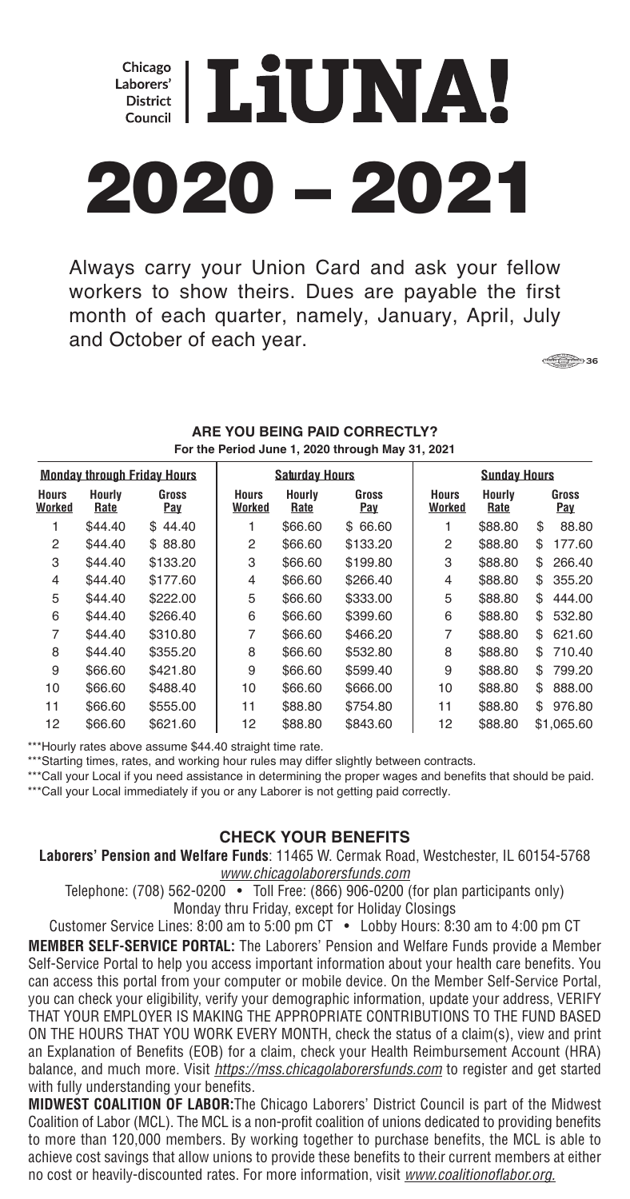Chicago Laborers' District Council | LiUNA!

# 2020 – 2021

Always carry your Union Card and ask your fellow workers to show theirs. Dues are payable the first month of each quarter, namely, January, April, July and October of each year.

## ARE YOU BEING PAID CORRECTLY?

**For the Period June 1, 2020 through May 31, 2021**

| Monday through Friday Hours | | | Saturday Hours | | | Sunday Hours | | |
|---|---|---|---|---|---|---|---|---|
| Hours Worked | Hourly Rate | Gross Pay | Hours Worked | Hourly Rate | Gross Pay | Hours Worked | Hourly Rate | Gross Pay |
| 1 | $44.40 | $ 44.40 | 1 | $66.60 | $ 66.60 | 1 | $88.80 | $ 88.80 |
| 2 | $44.40 | $ 88.80 | 2 | $66.60 | $133.20 | 2 | $88.80 | $ 177.60 |
| 3 | $44.40 | $133.20 | 3 | $66.60 | $199.80 | 3 | $88.80 | $ 266.40 |
| 4 | $44.40 | $177.60 | 4 | $66.60 | $266.40 | 4 | $88.80 | $ 355.20 |
| 5 | $44.40 | $222.00 | 5 | $66.60 | $333.00 | 5 | $88.80 | $ 444.00 |
| 6 | $44.40 | $266.40 | 6 | $66.60 | $399.60 | 6 | $88.80 | $ 532.80 |
| 7 | $44.40 | $310.80 | 7 | $66.60 | $466.20 | 7 | $88.80 | $ 621.60 |
| 8 | $44.40 | $355.20 | 8 | $66.60 | $532.80 | 8 | $88.80 | $ 710.40 |
| 9 | $66.60 | $421.80 | 9 | $66.60 | $599.40 | 9 | $88.80 | $ 799.20 |
| 10 | $66.60 | $488.40 | 10 | $66.60 | $666.00 | 10 | $88.80 | $ 888.00 |
| 11 | $66.60 | $555.00 | 11 | $88.80 | $754.80 | 11 | $88.80 | $ 976.80 |
| 12 | $66.60 | $621.60 | 12 | $88.80 | $843.60 | 12 | $88.80 | $1,065.60 |

***Hourly rates above assume $44.40 straight time rate.

***Starting times, rates, and working hour rules may differ slightly between contracts.

***Call your Local if you need assistance in determining the proper wages and benefits that should be paid.

***Call your Local immediately if you or any Laborer is not getting paid correctly.

## CHECK YOUR BENEFITS

**Laborers' Pension and Welfare Funds**: 11465 W. Cermak Road, Westchester, IL 60154-5768
*www.chicagolaborersfunds.com*

Telephone: (708) 562-0200 • Toll Free: (866) 906-0200 (for plan participants only)
Monday thru Friday, except for Holiday Closings

Customer Service Lines: 8:00 am to 5:00 pm CT • Lobby Hours: 8:30 am to 4:00 pm CT

**MEMBER SELF-SERVICE PORTAL:** The Laborers' Pension and Welfare Funds provide a Member Self-Service Portal to help you access important information about your health care benefits. You can access this portal from your computer or mobile device. On the Member Self-Service Portal, you can check your eligibility, verify your demographic information, update your address, VERIFY THAT YOUR EMPLOYER IS MAKING THE APPROPRIATE CONTRIBUTIONS TO THE FUND BASED ON THE HOURS THAT YOU WORK EVERY MONTH, check the status of a claim(s), view and print an Explanation of Benefits (EOB) for a claim, check your Health Reimbursement Account (HRA) balance, and much more. Visit *https://mss.chicagolaborersfunds.com* to register and get started with fully understanding your benefits.

**MIDWEST COALITION OF LABOR:** The Chicago Laborers' District Council is part of the Midwest Coalition of Labor (MCL). The MCL is a non-profit coalition of unions dedicated to providing benefits to more than 120,000 members. By working together to purchase benefits, the MCL is able to achieve cost savings that allow unions to provide these benefits to their current members at either no cost or heavily-discounted rates. For more information, visit *www.coalitionoflabor.org.*